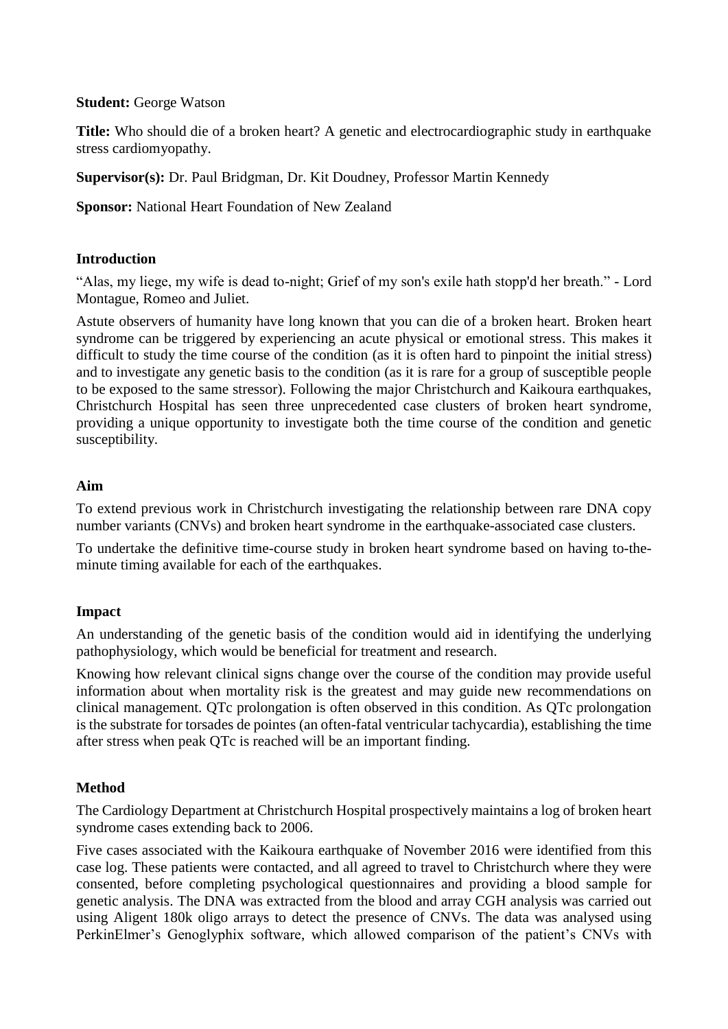**Student:** George Watson

**Title:** Who should die of a broken heart? A genetic and electrocardiographic study in earthquake stress cardiomyopathy.

**Supervisor(s):** Dr. Paul Bridgman, Dr. Kit Doudney, Professor Martin Kennedy

**Sponsor:** National Heart Foundation of New Zealand

## Introduction

"Alas, my liege, my wife is dead to-night; Grief of my son's exile hath stopp'd her breath." - Lord Montague, Romeo and Juliet.

Astute observers of humanity have long known that you can die of a broken heart. Broken heart syndrome can be triggered by experiencing an acute physical or emotional stress. This makes it difficult to study the time course of the condition (as it is often hard to pinpoint the initial stress) and to investigate any genetic basis to the condition (as it is rare for a group of susceptible people to be exposed to the same stressor). Following the major Christchurch and Kaikoura earthquakes, Christchurch Hospital has seen three unprecedented case clusters of broken heart syndrome, providing a unique opportunity to investigate both the time course of the condition and genetic susceptibility.

## Aim

To extend previous work in Christchurch investigating the relationship between rare DNA copy number variants (CNVs) and broken heart syndrome in the earthquake-associated case clusters.

To undertake the definitive time-course study in broken heart syndrome based on having to-the-minute timing available for each of the earthquakes.

## Impact

An understanding of the genetic basis of the condition would aid in identifying the underlying pathophysiology, which would be beneficial for treatment and research.

Knowing how relevant clinical signs change over the course of the condition may provide useful information about when mortality risk is the greatest and may guide new recommendations on clinical management. QTc prolongation is often observed in this condition. As QTc prolongation is the substrate for torsades de pointes (an often-fatal ventricular tachycardia), establishing the time after stress when peak QTc is reached will be an important finding.

## Method

The Cardiology Department at Christchurch Hospital prospectively maintains a log of broken heart syndrome cases extending back to 2006.

Five cases associated with the Kaikoura earthquake of November 2016 were identified from this case log. These patients were contacted, and all agreed to travel to Christchurch where they were consented, before completing psychological questionnaires and providing a blood sample for genetic analysis. The DNA was extracted from the blood and array CGH analysis was carried out using Aligent 180k oligo arrays to detect the presence of CNVs. The data was analysed using PerkinElmer's Genoglyphix software, which allowed comparison of the patient's CNVs with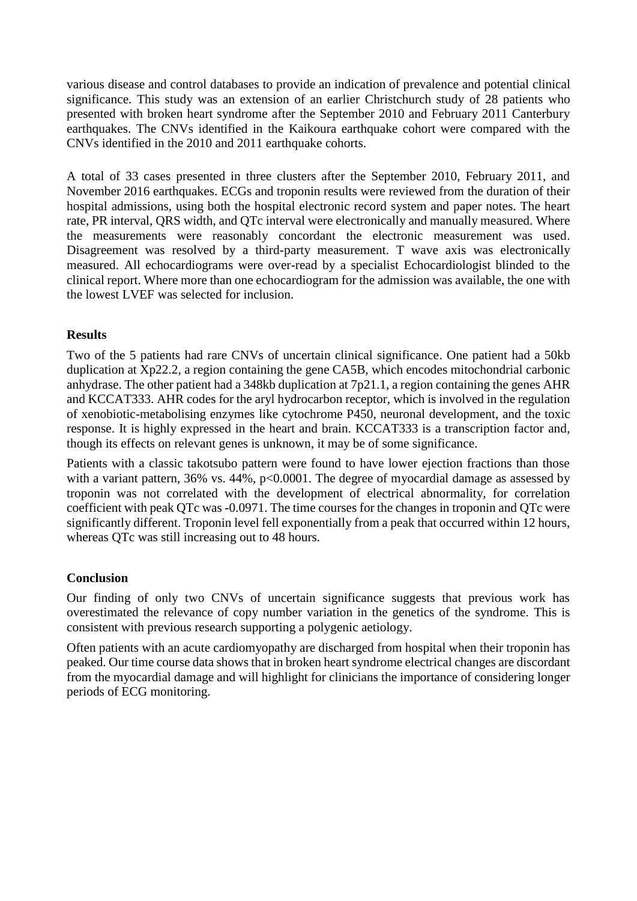various disease and control databases to provide an indication of prevalence and potential clinical significance. This study was an extension of an earlier Christchurch study of 28 patients who presented with broken heart syndrome after the September 2010 and February 2011 Canterbury earthquakes. The CNVs identified in the Kaikoura earthquake cohort were compared with the CNVs identified in the 2010 and 2011 earthquake cohorts.

A total of 33 cases presented in three clusters after the September 2010, February 2011, and November 2016 earthquakes. ECGs and troponin results were reviewed from the duration of their hospital admissions, using both the hospital electronic record system and paper notes. The heart rate, PR interval, QRS width, and QTc interval were electronically and manually measured. Where the measurements were reasonably concordant the electronic measurement was used. Disagreement was resolved by a third-party measurement. T wave axis was electronically measured. All echocardiograms were over-read by a specialist Echocardiologist blinded to the clinical report. Where more than one echocardiogram for the admission was available, the one with the lowest LVEF was selected for inclusion.

### Results

Two of the 5 patients had rare CNVs of uncertain clinical significance. One patient had a 50kb duplication at Xp22.2, a region containing the gene CA5B, which encodes mitochondrial carbonic anhydrase. The other patient had a 348kb duplication at 7p21.1, a region containing the genes AHR and KCCAT333. AHR codes for the aryl hydrocarbon receptor, which is involved in the regulation of xenobiotic-metabolising enzymes like cytochrome P450, neuronal development, and the toxic response. It is highly expressed in the heart and brain. KCCAT333 is a transcription factor and, though its effects on relevant genes is unknown, it may be of some significance.

Patients with a classic takotsubo pattern were found to have lower ejection fractions than those with a variant pattern, 36% vs. 44%, $p<0.0001$. The degree of myocardial damage as assessed by troponin was not correlated with the development of electrical abnormality, for correlation coefficient with peak QTc was -0.0971. The time courses for the changes in troponin and QTc were significantly different. Troponin level fell exponentially from a peak that occurred within 12 hours, whereas QTc was still increasing out to 48 hours.

### Conclusion

Our finding of only two CNVs of uncertain significance suggests that previous work has overestimated the relevance of copy number variation in the genetics of the syndrome. This is consistent with previous research supporting a polygenic aetiology.

Often patients with an acute cardiomyopathy are discharged from hospital when their troponin has peaked. Our time course data shows that in broken heart syndrome electrical changes are discordant from the myocardial damage and will highlight for clinicians the importance of considering longer periods of ECG monitoring.